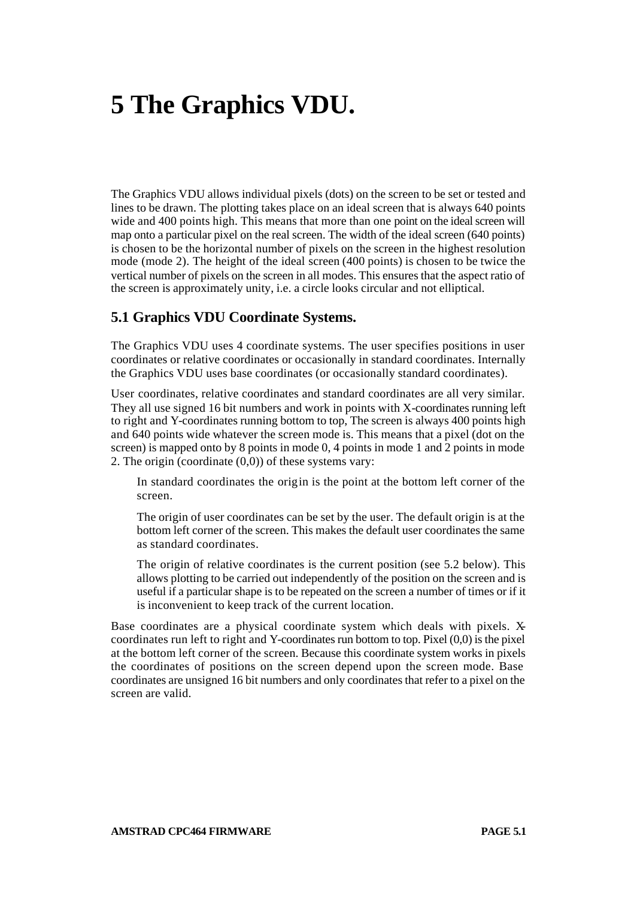# 5 The Graphics VDU.

The Graphics VDU allows individual pixels (dots) on the screen to be set or tested and lines to be drawn. The plotting takes place on an ideal screen that is always 640 points wide and 400 points high. This means that more than one point on the ideal screen will map onto a particular pixel on the real screen. The width of the ideal screen (640 points) is chosen to be the horizontal number of pixels on the screen in the highest resolution mode (mode 2). The height of the ideal screen (400 points) is chosen to be twice the vertical number of pixels on the screen in all modes. This ensures that the aspect ratio of the screen is approximately unity, i.e. a circle looks circular and not elliptical.

## 5.1 Graphics VDU Coordinate Systems.

The Graphics VDU uses 4 coordinate systems. The user specifies positions in user coordinates or relative coordinates or occasionally in standard coordinates. Internally the Graphics VDU uses base coordinates (or occasionally standard coordinates).

User coordinates, relative coordinates and standard coordinates are all very similar. They all use signed 16 bit numbers and work in points with X-coordinates running left to right and Y-coordinates running bottom to top, The screen is always 400 points high and 640 points wide whatever the screen mode is. This means that a pixel (dot on the screen) is mapped onto by 8 points in mode 0, 4 points in mode 1 and 2 points in mode 2. The origin (coordinate (0,0)) of these systems vary:

> In standard coordinates the origin is the point at the bottom left corner of the screen.
>
> The origin of user coordinates can be set by the user. The default origin is at the bottom left corner of the screen. This makes the default user coordinates the same as standard coordinates.
>
> The origin of relative coordinates is the current position (see 5.2 below). This allows plotting to be carried out independently of the position on the screen and is useful if a particular shape is to be repeated on the screen a number of times or if it is inconvenient to keep track of the current location.

Base coordinates are a physical coordinate system which deals with pixels. X-coordinates run left to right and Y-coordinates run bottom to top. Pixel (0,0) is the pixel at the bottom left corner of the screen. Because this coordinate system works in pixels the coordinates of positions on the screen depend upon the screen mode. Base coordinates are unsigned 16 bit numbers and only coordinates that refer to a pixel on the screen are valid.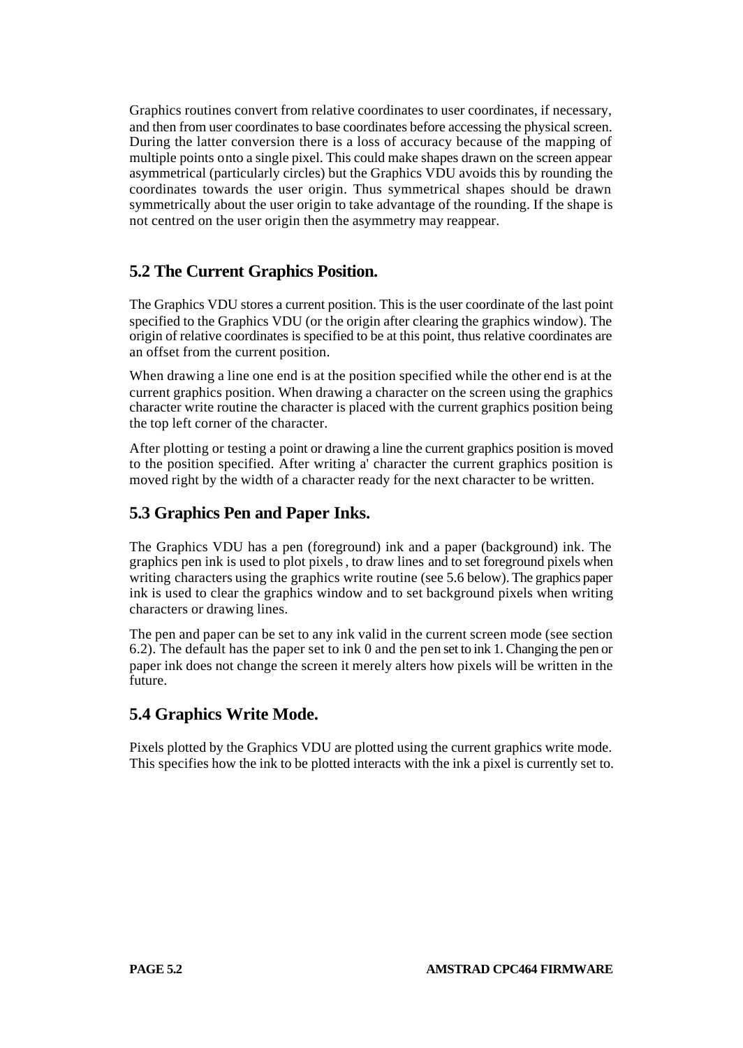Graphics routines convert from relative coordinates to user coordinates, if necessary, and then from user coordinates to base coordinates before accessing the physical screen. During the latter conversion there is a loss of accuracy because of the mapping of multiple points onto a single pixel. This could make shapes drawn on the screen appear asymmetrical (particularly circles) but the Graphics VDU avoids this by rounding the coordinates towards the user origin. Thus symmetrical shapes should be drawn symmetrically about the user origin to take advantage of the rounding. If the shape is not centred on the user origin then the asymmetry may reappear.

## 5.2 The Current Graphics Position.

The Graphics VDU stores a current position. This is the user coordinate of the last point specified to the Graphics VDU (or the origin after clearing the graphics window). The origin of relative coordinates is specified to be at this point, thus relative coordinates are an offset from the current position.

When drawing a line one end is at the position specified while the other end is at the current graphics position. When drawing a character on the screen using the graphics character write routine the character is placed with the current graphics position being the top left corner of the character.

After plotting or testing a point or drawing a line the current graphics position is moved to the position specified. After writing a' character the current graphics position is moved right by the width of a character ready for the next character to be written.

## 5.3 Graphics Pen and Paper Inks.

The Graphics VDU has a pen (foreground) ink and a paper (background) ink. The graphics pen ink is used to plot pixels, to draw lines and to set foreground pixels when writing characters using the graphics write routine (see 5.6 below). The graphics paper ink is used to clear the graphics window and to set background pixels when writing characters or drawing lines.

The pen and paper can be set to any ink valid in the current screen mode (see section 6.2). The default has the paper set to ink 0 and the pen set to ink 1. Changing the pen or paper ink does not change the screen it merely alters how pixels will be written in the future.

## 5.4 Graphics Write Mode.

Pixels plotted by the Graphics VDU are plotted using the current graphics write mode. This specifies how the ink to be plotted interacts with the ink a pixel is currently set to.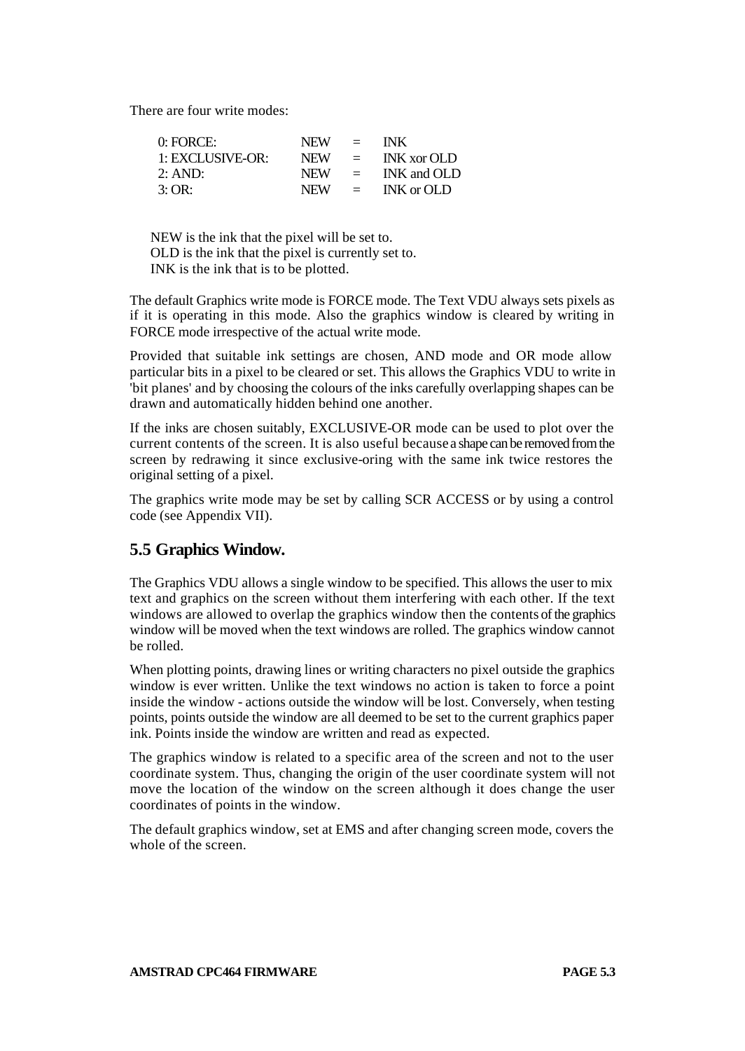There are four write modes:

| | | | |
|---|---|---|---|
| 0: FORCE: | NEW | = | INK |
| 1: EXCLUSIVE-OR: | NEW | = | INK xor OLD |
| 2: AND: | NEW | = | INK and OLD |
| 3: OR: | NEW | = | INK or OLD |

NEW is the ink that the pixel will be set to.
OLD is the ink that the pixel is currently set to.
INK is the ink that is to be plotted.

The default Graphics write mode is FORCE mode. The Text VDU always sets pixels as if it is operating in this mode. Also the graphics window is cleared by writing in FORCE mode irrespective of the actual write mode.

Provided that suitable ink settings are chosen, AND mode and OR mode allow particular bits in a pixel to be cleared or set. This allows the Graphics VDU to write in 'bit planes' and by choosing the colours of the inks carefully overlapping shapes can be drawn and automatically hidden behind one another.

If the inks are chosen suitably, EXCLUSIVE-OR mode can be used to plot over the current contents of the screen. It is also useful because a shape can be removed from the screen by redrawing it since exclusive-oring with the same ink twice restores the original setting of a pixel.

The graphics write mode may be set by calling SCR ACCESS or by using a control code (see Appendix VII).

## 5.5 Graphics Window.

The Graphics VDU allows a single window to be specified. This allows the user to mix text and graphics on the screen without them interfering with each other. If the text windows are allowed to overlap the graphics window then the contents of the graphics window will be moved when the text windows are rolled. The graphics window cannot be rolled.

When plotting points, drawing lines or writing characters no pixel outside the graphics window is ever written. Unlike the text windows no action is taken to force a point inside the window - actions outside the window will be lost. Conversely, when testing points, points outside the window are all deemed to be set to the current graphics paper ink. Points inside the window are written and read as expected.

The graphics window is related to a specific area of the screen and not to the user coordinate system. Thus, changing the origin of the user coordinate system will not move the location of the window on the screen although it does change the user coordinates of points in the window.

The default graphics window, set at EMS and after changing screen mode, covers the whole of the screen.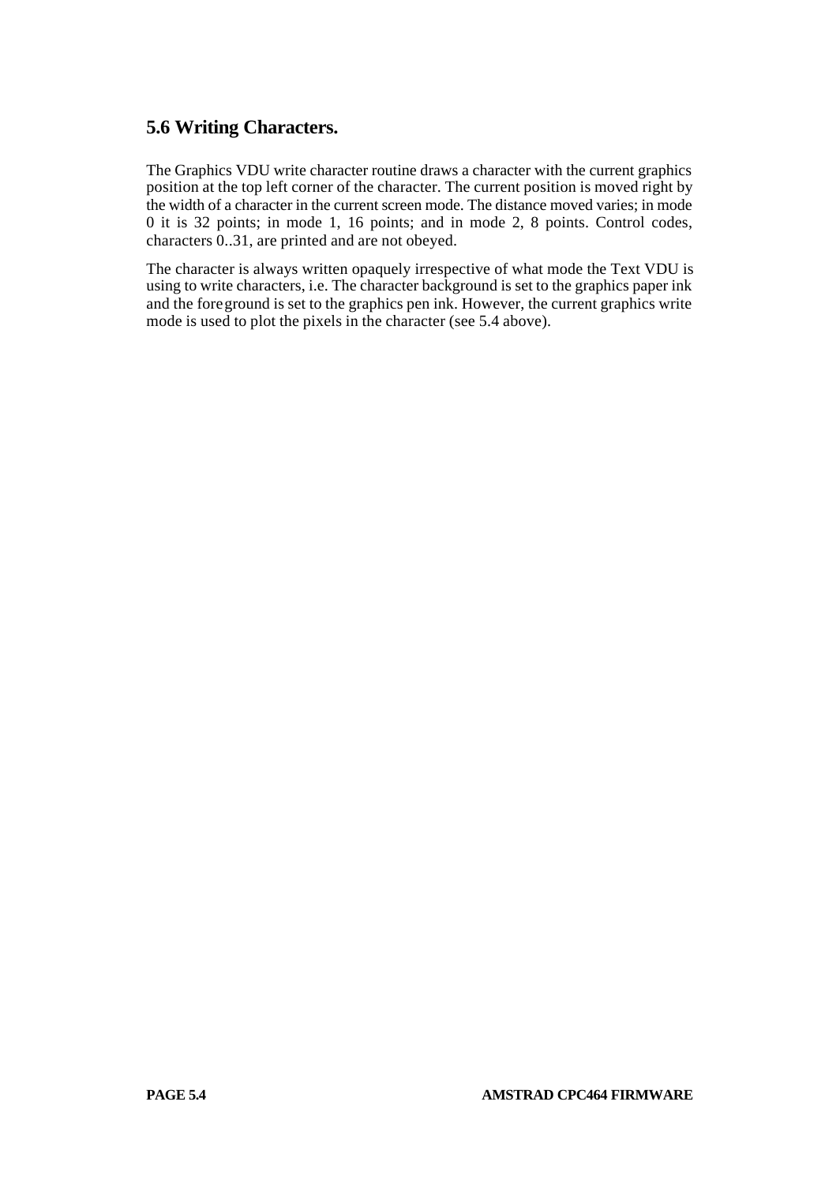## 5.6 Writing Characters.

The Graphics VDU write character routine draws a character with the current graphics position at the top left corner of the character. The current position is moved right by the width of a character in the current screen mode. The distance moved varies; in mode 0 it is 32 points; in mode 1, 16 points; and in mode 2, 8 points. Control codes, characters 0..31, are printed and are not obeyed.

The character is always written opaquely irrespective of what mode the Text VDU is using to write characters, i.e. The character background is set to the graphics paper ink and the foreground is set to the graphics pen ink. However, the current graphics write mode is used to plot the pixels in the character (see 5.4 above).